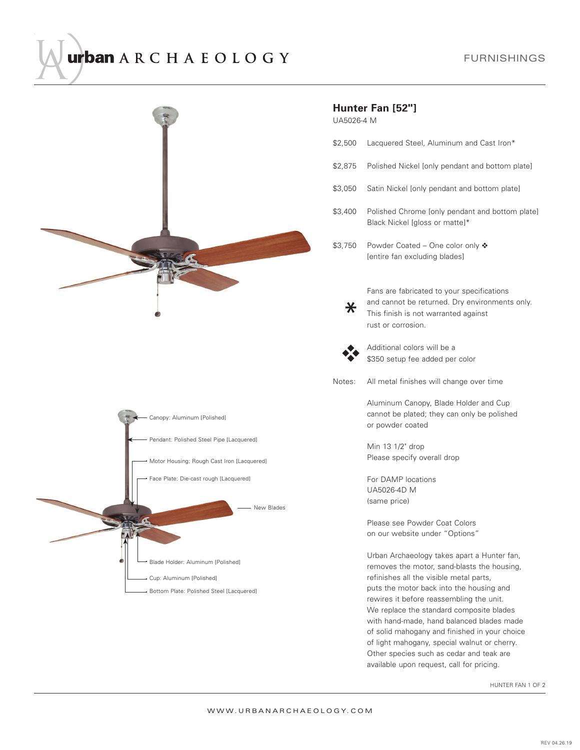urban ARCHAEOLOGY

FURNISHINGS

## Hunter Fan [52"]

UA5026-4 M

| | |
|---|---|
| $2,500 | Lacquered Steel, Aluminum and Cast Iron* |
| $2,875 | Polished Nickel [only pendant and bottom plate] |
| $3,050 | Satin Nickel [only pendant and bottom plate] |
| $3,400 | Polished Chrome [only pendant and bottom plate]<br>Black Nickel [gloss or matte]* |
| $3,750 | Powder Coated – One color only ❖<br>[entire fan excluding blades] |

\* Fans are fabricated to your specifications and cannot be returned. Dry environments only. This finish is not warranted against rust or corrosion.

❖ Additional colors will be a $350 setup fee added per color

Notes: All metal finishes will change over time

Aluminum Canopy, Blade Holder and Cup cannot be plated; they can only be polished or powder coated

Min 13 1/2" drop
Please specify overall drop

For DAMP locations
UA5026-4D M
(same price)

Please see Powder Coat Colors on our website under "Options"

Urban Archaeology takes apart a Hunter fan, removes the motor, sand-blasts the housing, refinishes all the visible metal parts, puts the motor back into the housing and rewires it before reassembling the unit. We replace the standard composite blades with hand-made, hand balanced blades made of solid mahogany and finished in your choice of light mahogany, special walnut or cherry. Other species such as cedar and teak are available upon request, call for pricing.

- Canopy: Aluminum [Polished]
- Pendant: Polished Steel Pipe [Lacquered]
- Motor Housing: Rough Cast Iron [Lacquered]
- Face Plate: Die-cast rough [Lacquered]
- New Blades
- Blade Holder: Aluminum [Polished]
- Cup: Aluminum [Polished]
- Bottom Plate: Polished Steel [Lacquered]

WWW.URBANARCHAEOLOGY.COM

REV 04.26.19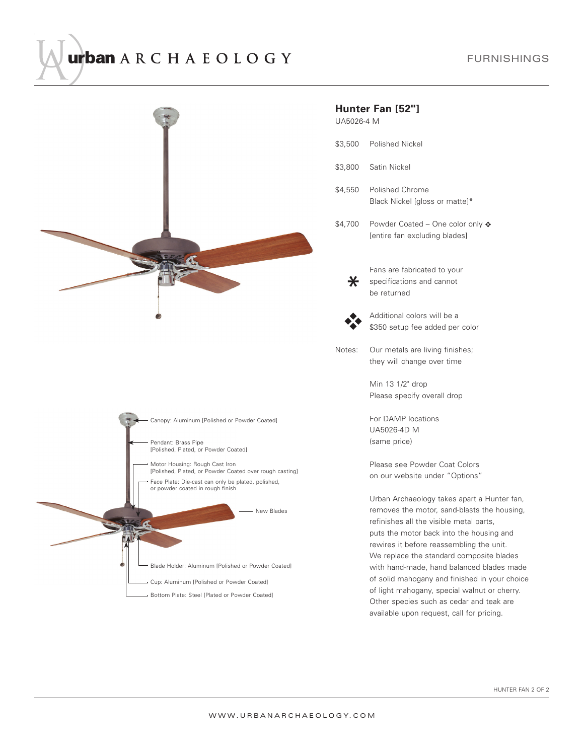urban ARCHAEOLOGY

FURNISHINGS

Canopy: Aluminum [Polished or Powder Coated]

Pendant: Brass Pipe
[Polished, Plated, or Powder Coated]

Motor Housing: Rough Cast Iron
[Polished, Plated, or Powder Coated over rough casting]

Face Plate: Die-cast can only be plated, polished,
or powder coated in rough finish

New Blades

Blade Holder: Aluminum [Polished or Powder Coated]

Cup: Aluminum [Polished or Powder Coated]

Bottom Plate: Steel [Plated or Powder Coated]

## Hunter Fan [52"]

UA5026-4 M

| | |
|---|---|
| $3,500 | Polished Nickel |
| $3,800 | Satin Nickel |
| $4,550 | Polished Chrome<br>Black Nickel [gloss or matte]* |
| $4,700 | Powder Coated – One color only ❖<br>[entire fan excluding blades] |

* Fans are fabricated to your specifications and cannot be returned

❖ Additional colors will be a $350 setup fee added per color

Notes: Our metals are living finishes; they will change over time

Min 13 1/2" drop
Please specify overall drop

For DAMP locations
UA5026-4D M
(same price)

Please see Powder Coat Colors on our website under "Options"

Urban Archaeology takes apart a Hunter fan, removes the motor, sand-blasts the housing, refinishes all the visible metal parts, puts the motor back into the housing and rewires it before reassembling the unit. We replace the standard composite blades with hand-made, hand balanced blades made of solid mahogany and finished in your choice of light mahogany, special walnut or cherry. Other species such as cedar and teak are available upon request, call for pricing.

WWW.URBANARCHAEOLOGY.COM